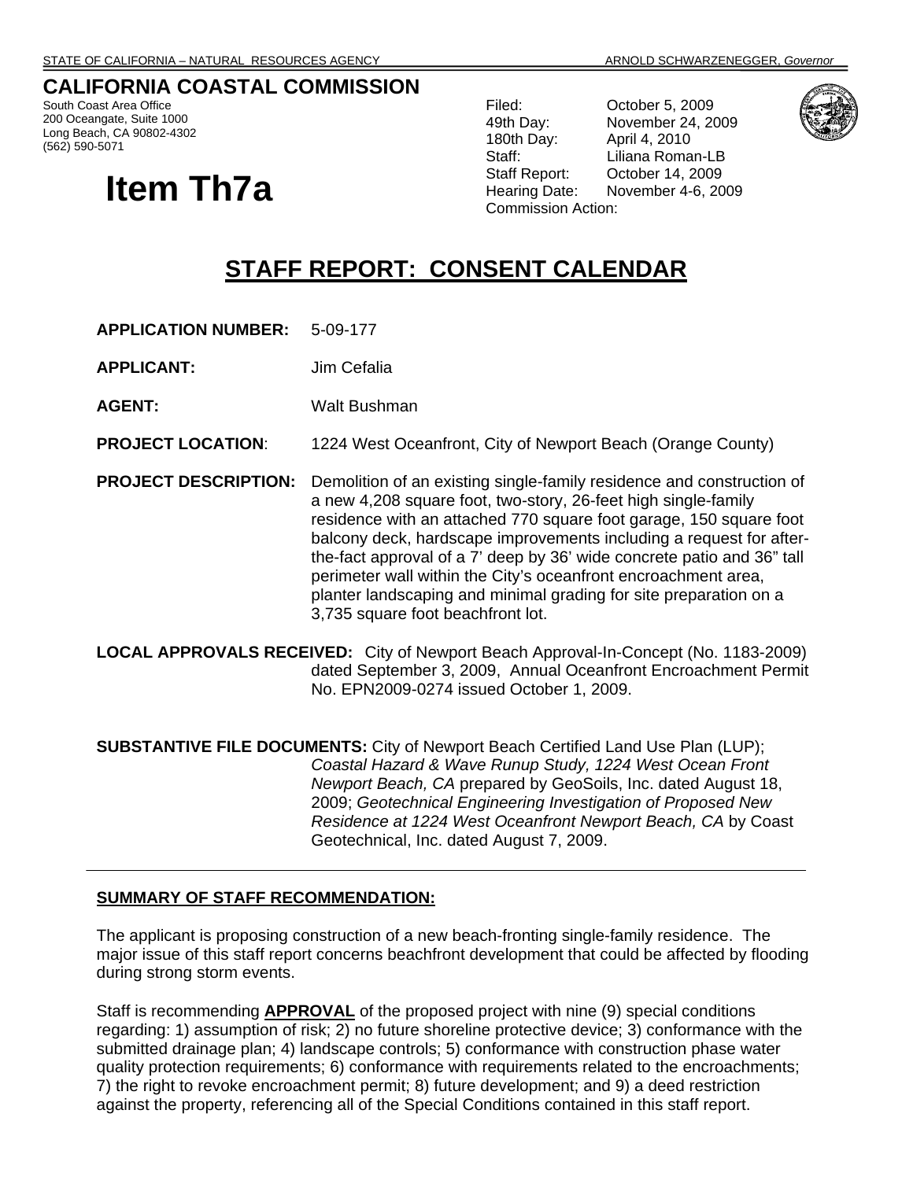STATE OF CALIFORNIA – NATURAL RESOURCES AGENCY ARNOLD SCHWARZENEGGER, *Governor*

# CALIFORNIA COASTAL COMMISSION

South Coast Area Office
200 Oceangate, Suite 1000
Long Beach, CA 90802-4302
(562) 590-5071

Filed: October 5, 2009
49th Day: November 24, 2009
180th Day: April 4, 2010
Staff: Liliana Roman-LB
Staff Report: October 14, 2009
Hearing Date: November 4-6, 2009
Commission Action:

# Item Th7a

## STAFF REPORT: CONSENT CALENDAR

**APPLICATION NUMBER:** 5-09-177

**APPLICANT:** Jim Cefalia

**AGENT:** Walt Bushman

**PROJECT LOCATION**: 1224 West Oceanfront, City of Newport Beach (Orange County)

**PROJECT DESCRIPTION:** Demolition of an existing single-family residence and construction of a new 4,208 square foot, two-story, 26-feet high single-family residence with an attached 770 square foot garage, 150 square foot balcony deck, hardscape improvements including a request for after-the-fact approval of a 7' deep by 36' wide concrete patio and 36" tall perimeter wall within the City's oceanfront encroachment area, planter landscaping and minimal grading for site preparation on a 3,735 square foot beachfront lot.

**LOCAL APPROVALS RECEIVED:** City of Newport Beach Approval-In-Concept (No. 1183-2009) dated September 3, 2009, Annual Oceanfront Encroachment Permit No. EPN2009-0274 issued October 1, 2009.

**SUBSTANTIVE FILE DOCUMENTS:** City of Newport Beach Certified Land Use Plan (LUP); *Coastal Hazard & Wave Runup Study, 1224 West Ocean Front Newport Beach, CA* prepared by GeoSoils, Inc. dated August 18, 2009; *Geotechnical Engineering Investigation of Proposed New Residence at 1224 West Oceanfront Newport Beach, CA* by Coast Geotechnical, Inc. dated August 7, 2009.

---

**SUMMARY OF STAFF RECOMMENDATION:**

The applicant is proposing construction of a new beach-fronting single-family residence. The major issue of this staff report concerns beachfront development that could be affected by flooding during strong storm events.

Staff is recommending **APPROVAL** of the proposed project with nine (9) special conditions regarding: 1) assumption of risk; 2) no future shoreline protective device; 3) conformance with the submitted drainage plan; 4) landscape controls; 5) conformance with construction phase water quality protection requirements; 6) conformance with requirements related to the encroachments; 7) the right to revoke encroachment permit; 8) future development; and 9) a deed restriction against the property, referencing all of the Special Conditions contained in this staff report.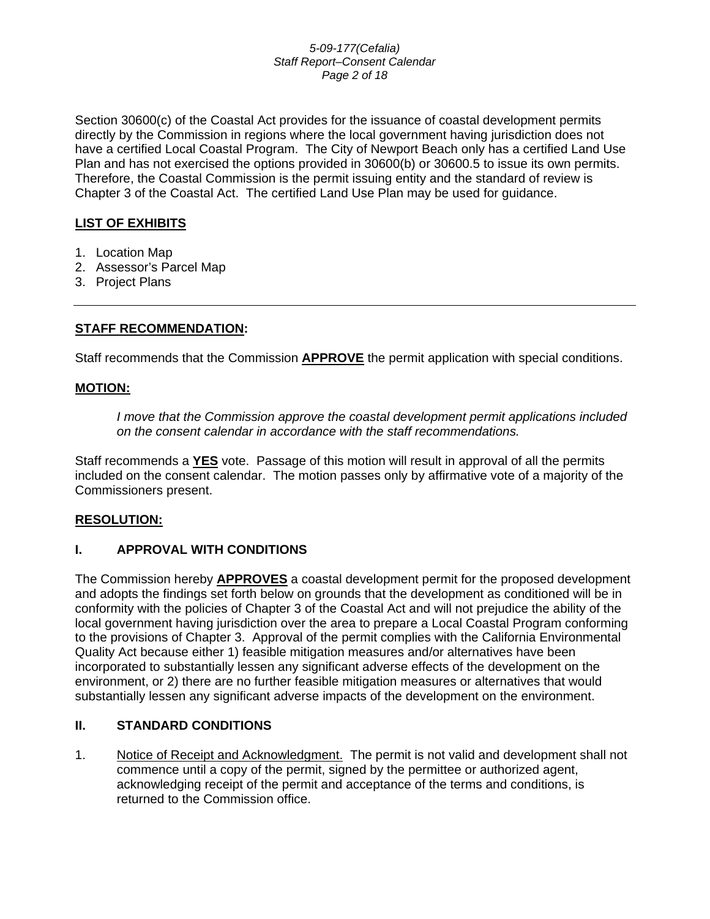Section 30600(c) of the Coastal Act provides for the issuance of coastal development permits directly by the Commission in regions where the local government having jurisdiction does not have a certified Local Coastal Program. The City of Newport Beach only has a certified Land Use Plan and has not exercised the options provided in 30600(b) or 30600.5 to issue its own permits. Therefore, the Coastal Commission is the permit issuing entity and the standard of review is Chapter 3 of the Coastal Act. The certified Land Use Plan may be used for guidance.

**LIST OF EXHIBITS**

1. Location Map
2. Assessor's Parcel Map
3. Project Plans

---

**STAFF RECOMMENDATION:**

Staff recommends that the Commission **APPROVE** the permit application with special conditions.

**MOTION:**

> *I move that the Commission approve the coastal development permit applications included on the consent calendar in accordance with the staff recommendations.*

Staff recommends a **YES** vote. Passage of this motion will result in approval of all the permits included on the consent calendar. The motion passes only by affirmative vote of a majority of the Commissioners present.

**RESOLUTION:**

## I. APPROVAL WITH CONDITIONS

The Commission hereby **APPROVES** a coastal development permit for the proposed development and adopts the findings set forth below on grounds that the development as conditioned will be in conformity with the policies of Chapter 3 of the Coastal Act and will not prejudice the ability of the local government having jurisdiction over the area to prepare a Local Coastal Program conforming to the provisions of Chapter 3. Approval of the permit complies with the California Environmental Quality Act because either 1) feasible mitigation measures and/or alternatives have been incorporated to substantially lessen any significant adverse effects of the development on the environment, or 2) there are no further feasible mitigation measures or alternatives that would substantially lessen any significant adverse impacts of the development on the environment.

## II. STANDARD CONDITIONS

1. Notice of Receipt and Acknowledgment. The permit is not valid and development shall not commence until a copy of the permit, signed by the permittee or authorized agent, acknowledging receipt of the permit and acceptance of the terms and conditions, is returned to the Commission office.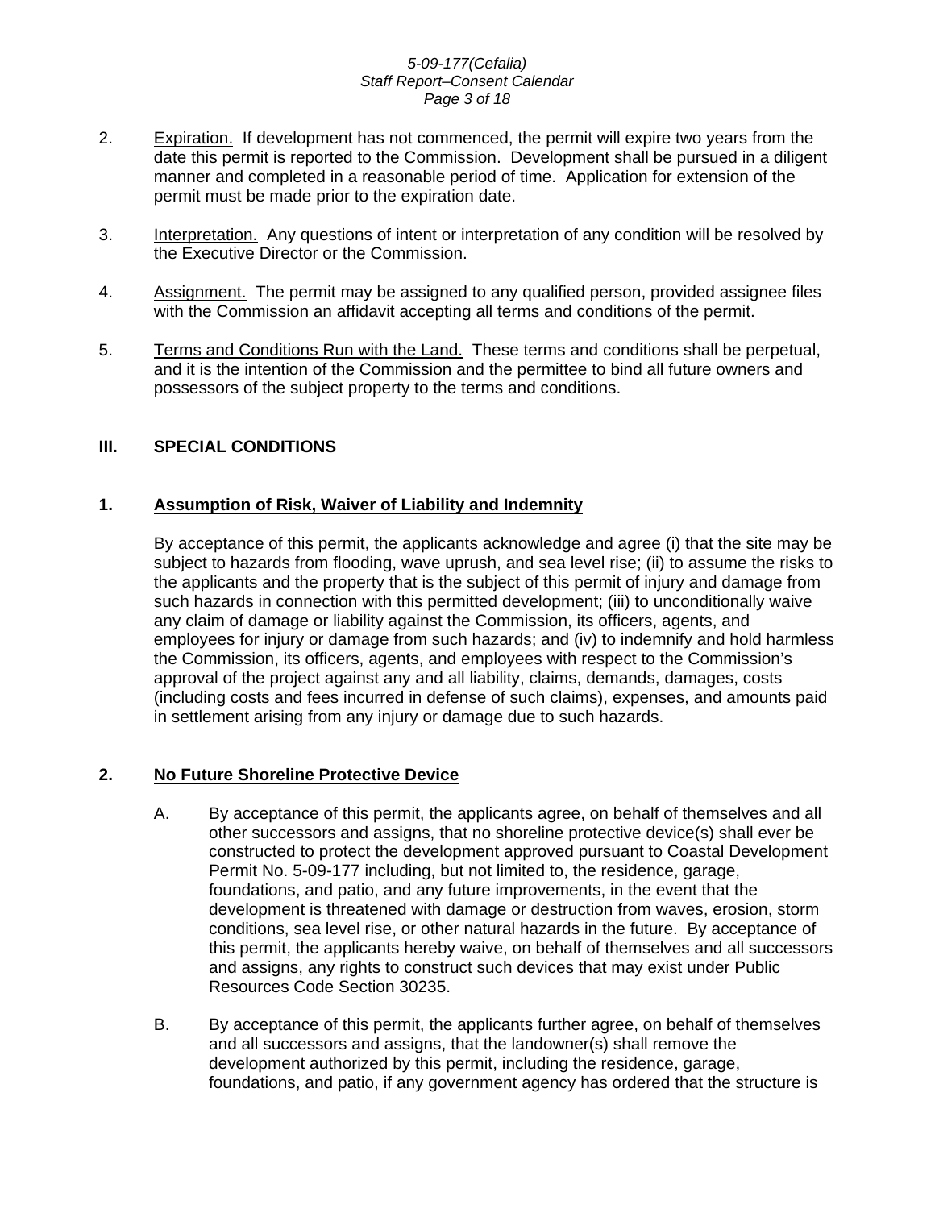2. Expiration. If development has not commenced, the permit will expire two years from the date this permit is reported to the Commission. Development shall be pursued in a diligent manner and completed in a reasonable period of time. Application for extension of the permit must be made prior to the expiration date.

3. Interpretation. Any questions of intent or interpretation of any condition will be resolved by the Executive Director or the Commission.

4. Assignment. The permit may be assigned to any qualified person, provided assignee files with the Commission an affidavit accepting all terms and conditions of the permit.

5. Terms and Conditions Run with the Land. These terms and conditions shall be perpetual, and it is the intention of the Commission and the permittee to bind all future owners and possessors of the subject property to the terms and conditions.

## III. SPECIAL CONDITIONS

### 1. Assumption of Risk, Waiver of Liability and Indemnity

By acceptance of this permit, the applicants acknowledge and agree (i) that the site may be subject to hazards from flooding, wave uprush, and sea level rise; (ii) to assume the risks to the applicants and the property that is the subject of this permit of injury and damage from such hazards in connection with this permitted development; (iii) to unconditionally waive any claim of damage or liability against the Commission, its officers, agents, and employees for injury or damage from such hazards; and (iv) to indemnify and hold harmless the Commission, its officers, agents, and employees with respect to the Commission's approval of the project against any and all liability, claims, demands, damages, costs (including costs and fees incurred in defense of such claims), expenses, and amounts paid in settlement arising from any injury or damage due to such hazards.

### 2. No Future Shoreline Protective Device

A. By acceptance of this permit, the applicants agree, on behalf of themselves and all other successors and assigns, that no shoreline protective device(s) shall ever be constructed to protect the development approved pursuant to Coastal Development Permit No. 5-09-177 including, but not limited to, the residence, garage, foundations, and patio, and any future improvements, in the event that the development is threatened with damage or destruction from waves, erosion, storm conditions, sea level rise, or other natural hazards in the future. By acceptance of this permit, the applicants hereby waive, on behalf of themselves and all successors and assigns, any rights to construct such devices that may exist under Public Resources Code Section 30235.

B. By acceptance of this permit, the applicants further agree, on behalf of themselves and all successors and assigns, that the landowner(s) shall remove the development authorized by this permit, including the residence, garage, foundations, and patio, if any government agency has ordered that the structure is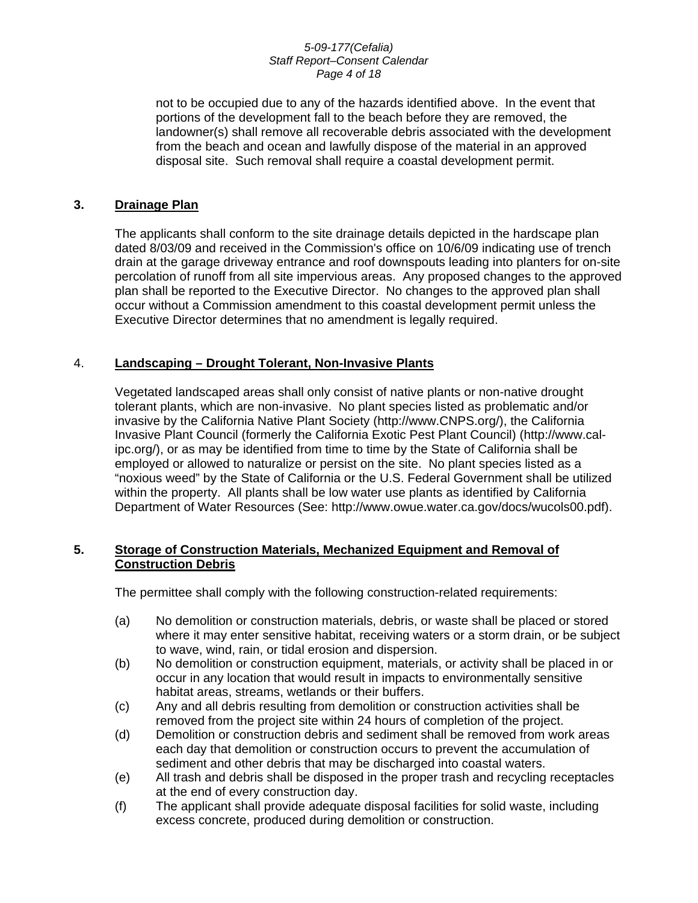not to be occupied due to any of the hazards identified above. In the event that portions of the development fall to the beach before they are removed, the landowner(s) shall remove all recoverable debris associated with the development from the beach and ocean and lawfully dispose of the material in an approved disposal site. Such removal shall require a coastal development permit.

**3. Drainage Plan**

The applicants shall conform to the site drainage details depicted in the hardscape plan dated 8/03/09 and received in the Commission's office on 10/6/09 indicating use of trench drain at the garage driveway entrance and roof downspouts leading into planters for on-site percolation of runoff from all site impervious areas. Any proposed changes to the approved plan shall be reported to the Executive Director. No changes to the approved plan shall occur without a Commission amendment to this coastal development permit unless the Executive Director determines that no amendment is legally required.

4. **Landscaping – Drought Tolerant, Non-Invasive Plants**

Vegetated landscaped areas shall only consist of native plants or non-native drought tolerant plants, which are non-invasive. No plant species listed as problematic and/or invasive by the California Native Plant Society (http://www.CNPS.org/), the California Invasive Plant Council (formerly the California Exotic Pest Plant Council) (http://www.cal-ipc.org/), or as may be identified from time to time by the State of California shall be employed or allowed to naturalize or persist on the site. No plant species listed as a "noxious weed" by the State of California or the U.S. Federal Government shall be utilized within the property. All plants shall be low water use plants as identified by California Department of Water Resources (See: http://www.owue.water.ca.gov/docs/wucols00.pdf).

**5. Storage of Construction Materials, Mechanized Equipment and Removal of Construction Debris**

The permittee shall comply with the following construction-related requirements:

(a) No demolition or construction materials, debris, or waste shall be placed or stored where it may enter sensitive habitat, receiving waters or a storm drain, or be subject to wave, wind, rain, or tidal erosion and dispersion.

(b) No demolition or construction equipment, materials, or activity shall be placed in or occur in any location that would result in impacts to environmentally sensitive habitat areas, streams, wetlands or their buffers.

(c) Any and all debris resulting from demolition or construction activities shall be removed from the project site within 24 hours of completion of the project.

(d) Demolition or construction debris and sediment shall be removed from work areas each day that demolition or construction occurs to prevent the accumulation of sediment and other debris that may be discharged into coastal waters.

(e) All trash and debris shall be disposed in the proper trash and recycling receptacles at the end of every construction day.

(f) The applicant shall provide adequate disposal facilities for solid waste, including excess concrete, produced during demolition or construction.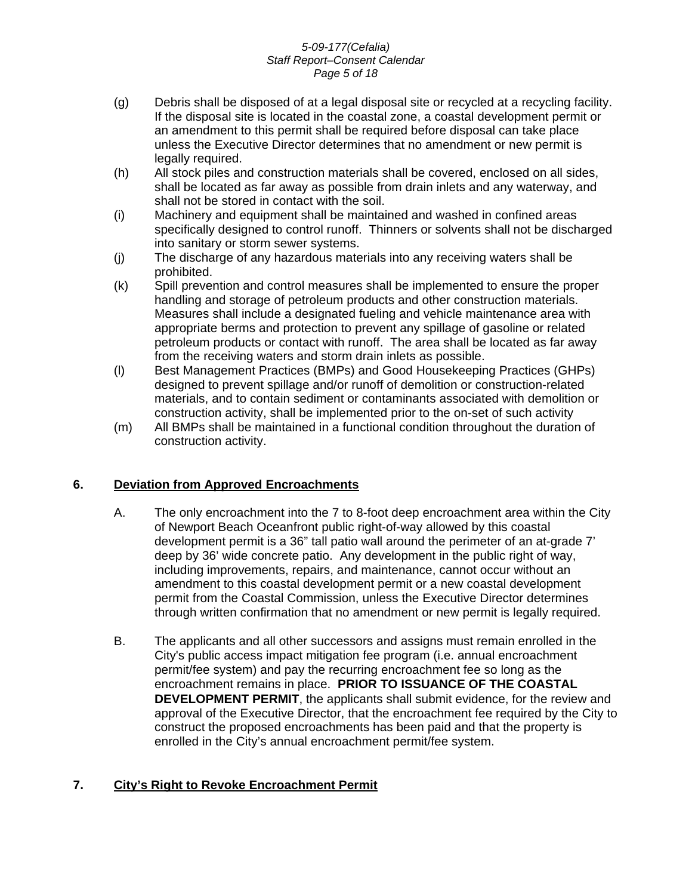(g) Debris shall be disposed of at a legal disposal site or recycled at a recycling facility. If the disposal site is located in the coastal zone, a coastal development permit or an amendment to this permit shall be required before disposal can take place unless the Executive Director determines that no amendment or new permit is legally required.

(h) All stock piles and construction materials shall be covered, enclosed on all sides, shall be located as far away as possible from drain inlets and any waterway, and shall not be stored in contact with the soil.

(i) Machinery and equipment shall be maintained and washed in confined areas specifically designed to control runoff. Thinners or solvents shall not be discharged into sanitary or storm sewer systems.

(j) The discharge of any hazardous materials into any receiving waters shall be prohibited.

(k) Spill prevention and control measures shall be implemented to ensure the proper handling and storage of petroleum products and other construction materials. Measures shall include a designated fueling and vehicle maintenance area with appropriate berms and protection to prevent any spillage of gasoline or related petroleum products or contact with runoff. The area shall be located as far away from the receiving waters and storm drain inlets as possible.

(l) Best Management Practices (BMPs) and Good Housekeeping Practices (GHPs) designed to prevent spillage and/or runoff of demolition or construction-related materials, and to contain sediment or contaminants associated with demolition or construction activity, shall be implemented prior to the on-set of such activity

(m) All BMPs shall be maintained in a functional condition throughout the duration of construction activity.

## 6. Deviation from Approved Encroachments

A. The only encroachment into the 7 to 8-foot deep encroachment area within the City of Newport Beach Oceanfront public right-of-way allowed by this coastal development permit is a 36" tall patio wall around the perimeter of an at-grade 7' deep by 36' wide concrete patio. Any development in the public right of way, including improvements, repairs, and maintenance, cannot occur without an amendment to this coastal development permit or a new coastal development permit from the Coastal Commission, unless the Executive Director determines through written confirmation that no amendment or new permit is legally required.

B. The applicants and all other successors and assigns must remain enrolled in the City's public access impact mitigation fee program (i.e. annual encroachment permit/fee system) and pay the recurring encroachment fee so long as the encroachment remains in place. **PRIOR TO ISSUANCE OF THE COASTAL DEVELOPMENT PERMIT**, the applicants shall submit evidence, for the review and approval of the Executive Director, that the encroachment fee required by the City to construct the proposed encroachments has been paid and that the property is enrolled in the City's annual encroachment permit/fee system.

## 7. City's Right to Revoke Encroachment Permit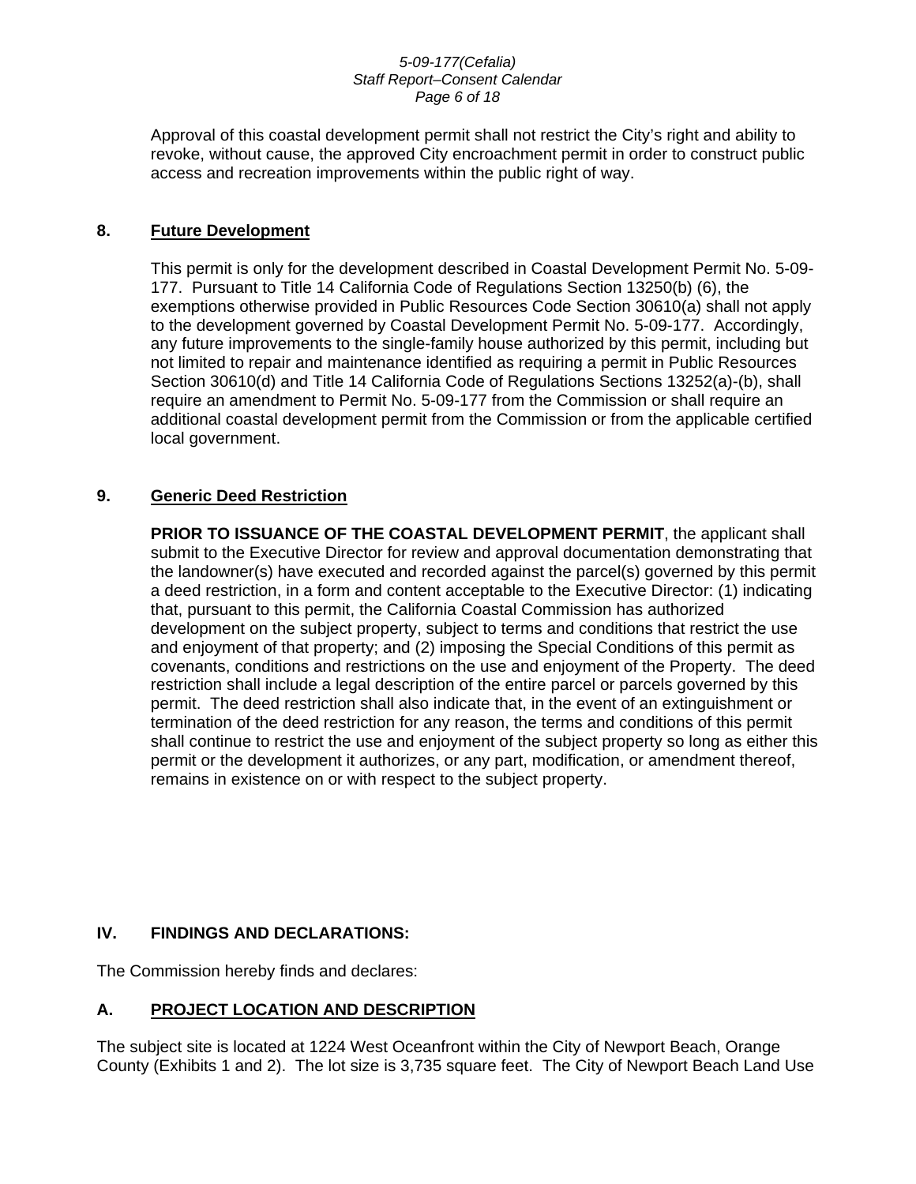Approval of this coastal development permit shall not restrict the City's right and ability to revoke, without cause, the approved City encroachment permit in order to construct public access and recreation improvements within the public right of way.

**8. Future Development**

This permit is only for the development described in Coastal Development Permit No. 5-09-177. Pursuant to Title 14 California Code of Regulations Section 13250(b) (6), the exemptions otherwise provided in Public Resources Code Section 30610(a) shall not apply to the development governed by Coastal Development Permit No. 5-09-177. Accordingly, any future improvements to the single-family house authorized by this permit, including but not limited to repair and maintenance identified as requiring a permit in Public Resources Section 30610(d) and Title 14 California Code of Regulations Sections 13252(a)-(b), shall require an amendment to Permit No. 5-09-177 from the Commission or shall require an additional coastal development permit from the Commission or from the applicable certified local government.

**9. Generic Deed Restriction**

**PRIOR TO ISSUANCE OF THE COASTAL DEVELOPMENT PERMIT**, the applicant shall submit to the Executive Director for review and approval documentation demonstrating that the landowner(s) have executed and recorded against the parcel(s) governed by this permit a deed restriction, in a form and content acceptable to the Executive Director: (1) indicating that, pursuant to this permit, the California Coastal Commission has authorized development on the subject property, subject to terms and conditions that restrict the use and enjoyment of that property; and (2) imposing the Special Conditions of this permit as covenants, conditions and restrictions on the use and enjoyment of the Property. The deed restriction shall include a legal description of the entire parcel or parcels governed by this permit. The deed restriction shall also indicate that, in the event of an extinguishment or termination of the deed restriction for any reason, the terms and conditions of this permit shall continue to restrict the use and enjoyment of the subject property so long as either this permit or the development it authorizes, or any part, modification, or amendment thereof, remains in existence on or with respect to the subject property.

## IV. FINDINGS AND DECLARATIONS:

The Commission hereby finds and declares:

### A. PROJECT LOCATION AND DESCRIPTION

The subject site is located at 1224 West Oceanfront within the City of Newport Beach, Orange County (Exhibits 1 and 2). The lot size is 3,735 square feet. The City of Newport Beach Land Use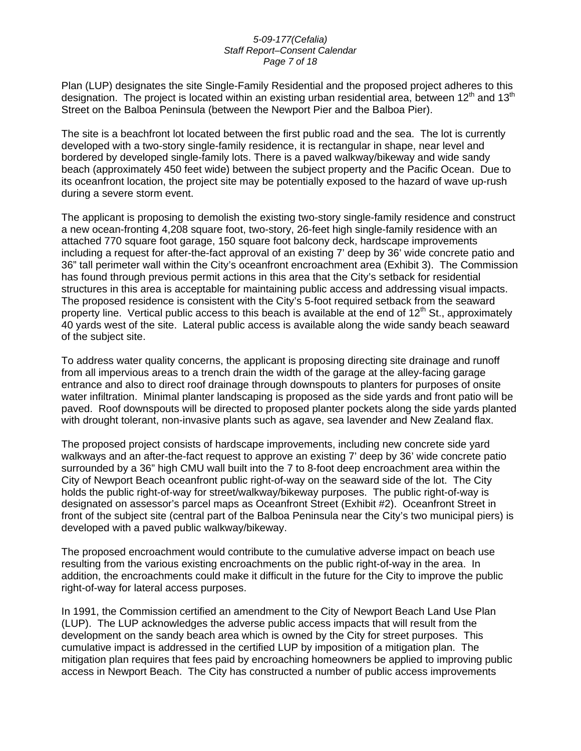Plan (LUP) designates the site Single-Family Residential and the proposed project adheres to this designation. The project is located within an existing urban residential area, between 12th and 13th Street on the Balboa Peninsula (between the Newport Pier and the Balboa Pier).

The site is a beachfront lot located between the first public road and the sea. The lot is currently developed with a two-story single-family residence, it is rectangular in shape, near level and bordered by developed single-family lots. There is a paved walkway/bikeway and wide sandy beach (approximately 450 feet wide) between the subject property and the Pacific Ocean. Due to its oceanfront location, the project site may be potentially exposed to the hazard of wave up-rush during a severe storm event.

The applicant is proposing to demolish the existing two-story single-family residence and construct a new ocean-fronting 4,208 square foot, two-story, 26-feet high single-family residence with an attached 770 square foot garage, 150 square foot balcony deck, hardscape improvements including a request for after-the-fact approval of an existing 7' deep by 36' wide concrete patio and 36" tall perimeter wall within the City's oceanfront encroachment area (Exhibit 3). The Commission has found through previous permit actions in this area that the City's setback for residential structures in this area is acceptable for maintaining public access and addressing visual impacts. The proposed residence is consistent with the City's 5-foot required setback from the seaward property line. Vertical public access to this beach is available at the end of 12th St., approximately 40 yards west of the site. Lateral public access is available along the wide sandy beach seaward of the subject site.

To address water quality concerns, the applicant is proposing directing site drainage and runoff from all impervious areas to a trench drain the width of the garage at the alley-facing garage entrance and also to direct roof drainage through downspouts to planters for purposes of onsite water infiltration. Minimal planter landscaping is proposed as the side yards and front patio will be paved. Roof downspouts will be directed to proposed planter pockets along the side yards planted with drought tolerant, non-invasive plants such as agave, sea lavender and New Zealand flax.

The proposed project consists of hardscape improvements, including new concrete side yard walkways and an after-the-fact request to approve an existing 7' deep by 36' wide concrete patio surrounded by a 36" high CMU wall built into the 7 to 8-foot deep encroachment area within the City of Newport Beach oceanfront public right-of-way on the seaward side of the lot. The City holds the public right-of-way for street/walkway/bikeway purposes. The public right-of-way is designated on assessor's parcel maps as Oceanfront Street (Exhibit #2). Oceanfront Street in front of the subject site (central part of the Balboa Peninsula near the City's two municipal piers) is developed with a paved public walkway/bikeway.

The proposed encroachment would contribute to the cumulative adverse impact on beach use resulting from the various existing encroachments on the public right-of-way in the area. In addition, the encroachments could make it difficult in the future for the City to improve the public right-of-way for lateral access purposes.

In 1991, the Commission certified an amendment to the City of Newport Beach Land Use Plan (LUP). The LUP acknowledges the adverse public access impacts that will result from the development on the sandy beach area which is owned by the City for street purposes. This cumulative impact is addressed in the certified LUP by imposition of a mitigation plan. The mitigation plan requires that fees paid by encroaching homeowners be applied to improving public access in Newport Beach. The City has constructed a number of public access improvements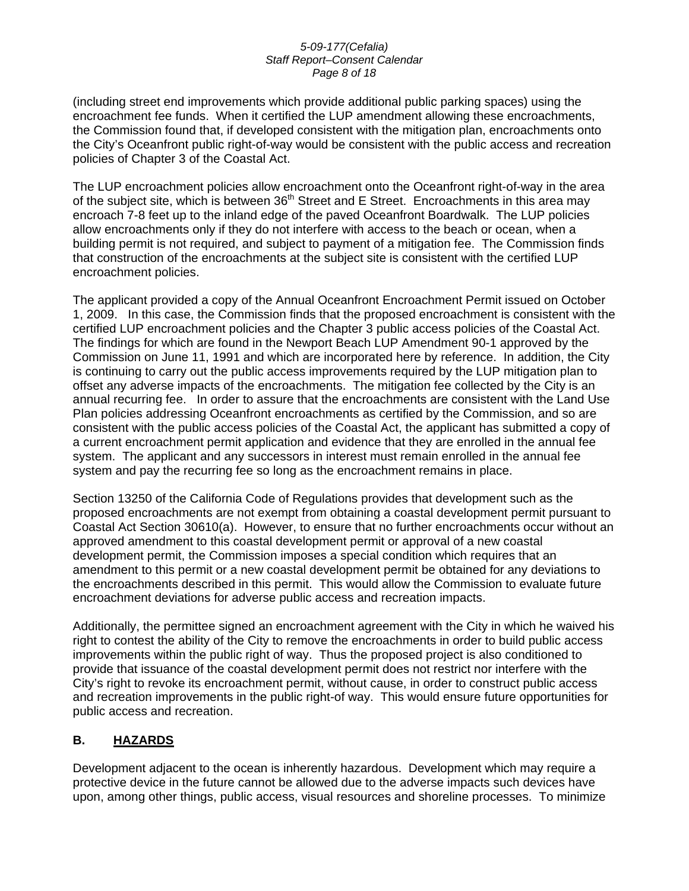(including street end improvements which provide additional public parking spaces) using the encroachment fee funds. When it certified the LUP amendment allowing these encroachments, the Commission found that, if developed consistent with the mitigation plan, encroachments onto the City's Oceanfront public right-of-way would be consistent with the public access and recreation policies of Chapter 3 of the Coastal Act.

The LUP encroachment policies allow encroachment onto the Oceanfront right-of-way in the area of the subject site, which is between 36th Street and E Street. Encroachments in this area may encroach 7-8 feet up to the inland edge of the paved Oceanfront Boardwalk. The LUP policies allow encroachments only if they do not interfere with access to the beach or ocean, when a building permit is not required, and subject to payment of a mitigation fee. The Commission finds that construction of the encroachments at the subject site is consistent with the certified LUP encroachment policies.

The applicant provided a copy of the Annual Oceanfront Encroachment Permit issued on October 1, 2009. In this case, the Commission finds that the proposed encroachment is consistent with the certified LUP encroachment policies and the Chapter 3 public access policies of the Coastal Act. The findings for which are found in the Newport Beach LUP Amendment 90-1 approved by the Commission on June 11, 1991 and which are incorporated here by reference. In addition, the City is continuing to carry out the public access improvements required by the LUP mitigation plan to offset any adverse impacts of the encroachments. The mitigation fee collected by the City is an annual recurring fee. In order to assure that the encroachments are consistent with the Land Use Plan policies addressing Oceanfront encroachments as certified by the Commission, and so are consistent with the public access policies of the Coastal Act, the applicant has submitted a copy of a current encroachment permit application and evidence that they are enrolled in the annual fee system. The applicant and any successors in interest must remain enrolled in the annual fee system and pay the recurring fee so long as the encroachment remains in place.

Section 13250 of the California Code of Regulations provides that development such as the proposed encroachments are not exempt from obtaining a coastal development permit pursuant to Coastal Act Section 30610(a). However, to ensure that no further encroachments occur without an approved amendment to this coastal development permit or approval of a new coastal development permit, the Commission imposes a special condition which requires that an amendment to this permit or a new coastal development permit be obtained for any deviations to the encroachments described in this permit. This would allow the Commission to evaluate future encroachment deviations for adverse public access and recreation impacts.

Additionally, the permittee signed an encroachment agreement with the City in which he waived his right to contest the ability of the City to remove the encroachments in order to build public access improvements within the public right of way. Thus the proposed project is also conditioned to provide that issuance of the coastal development permit does not restrict nor interfere with the City's right to revoke its encroachment permit, without cause, in order to construct public access and recreation improvements in the public right-of way. This would ensure future opportunities for public access and recreation.

## B. HAZARDS

Development adjacent to the ocean is inherently hazardous. Development which may require a protective device in the future cannot be allowed due to the adverse impacts such devices have upon, among other things, public access, visual resources and shoreline processes. To minimize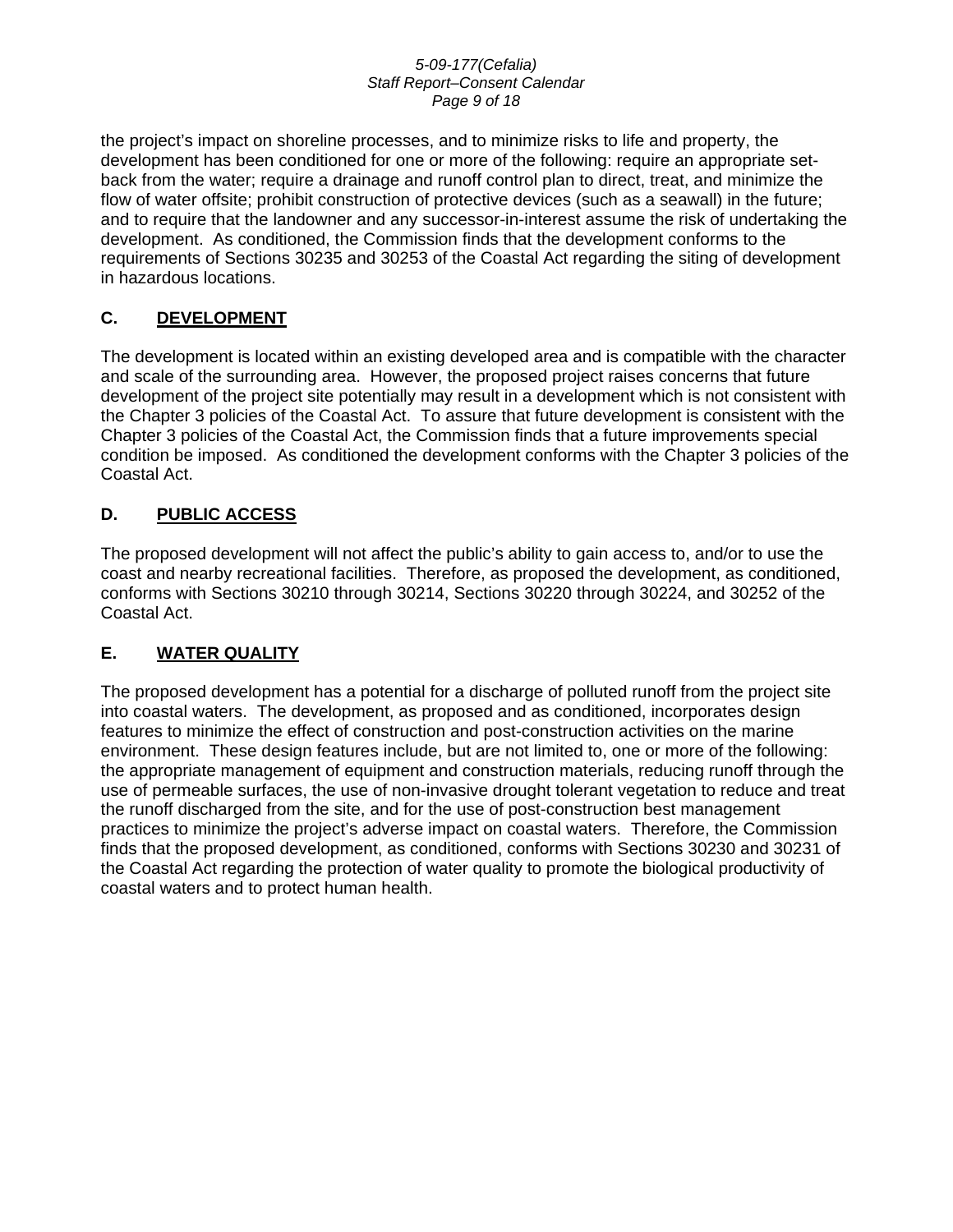the project's impact on shoreline processes, and to minimize risks to life and property, the development has been conditioned for one or more of the following: require an appropriate set-back from the water; require a drainage and runoff control plan to direct, treat, and minimize the flow of water offsite; prohibit construction of protective devices (such as a seawall) in the future; and to require that the landowner and any successor-in-interest assume the risk of undertaking the development. As conditioned, the Commission finds that the development conforms to the requirements of Sections 30235 and 30253 of the Coastal Act regarding the siting of development in hazardous locations.

## C. DEVELOPMENT

The development is located within an existing developed area and is compatible with the character and scale of the surrounding area. However, the proposed project raises concerns that future development of the project site potentially may result in a development which is not consistent with the Chapter 3 policies of the Coastal Act. To assure that future development is consistent with the Chapter 3 policies of the Coastal Act, the Commission finds that a future improvements special condition be imposed. As conditioned the development conforms with the Chapter 3 policies of the Coastal Act.

## D. PUBLIC ACCESS

The proposed development will not affect the public's ability to gain access to, and/or to use the coast and nearby recreational facilities. Therefore, as proposed the development, as conditioned, conforms with Sections 30210 through 30214, Sections 30220 through 30224, and 30252 of the Coastal Act.

## E. WATER QUALITY

The proposed development has a potential for a discharge of polluted runoff from the project site into coastal waters. The development, as proposed and as conditioned, incorporates design features to minimize the effect of construction and post-construction activities on the marine environment. These design features include, but are not limited to, one or more of the following: the appropriate management of equipment and construction materials, reducing runoff through the use of permeable surfaces, the use of non-invasive drought tolerant vegetation to reduce and treat the runoff discharged from the site, and for the use of post-construction best management practices to minimize the project's adverse impact on coastal waters. Therefore, the Commission finds that the proposed development, as conditioned, conforms with Sections 30230 and 30231 of the Coastal Act regarding the protection of water quality to promote the biological productivity of coastal waters and to protect human health.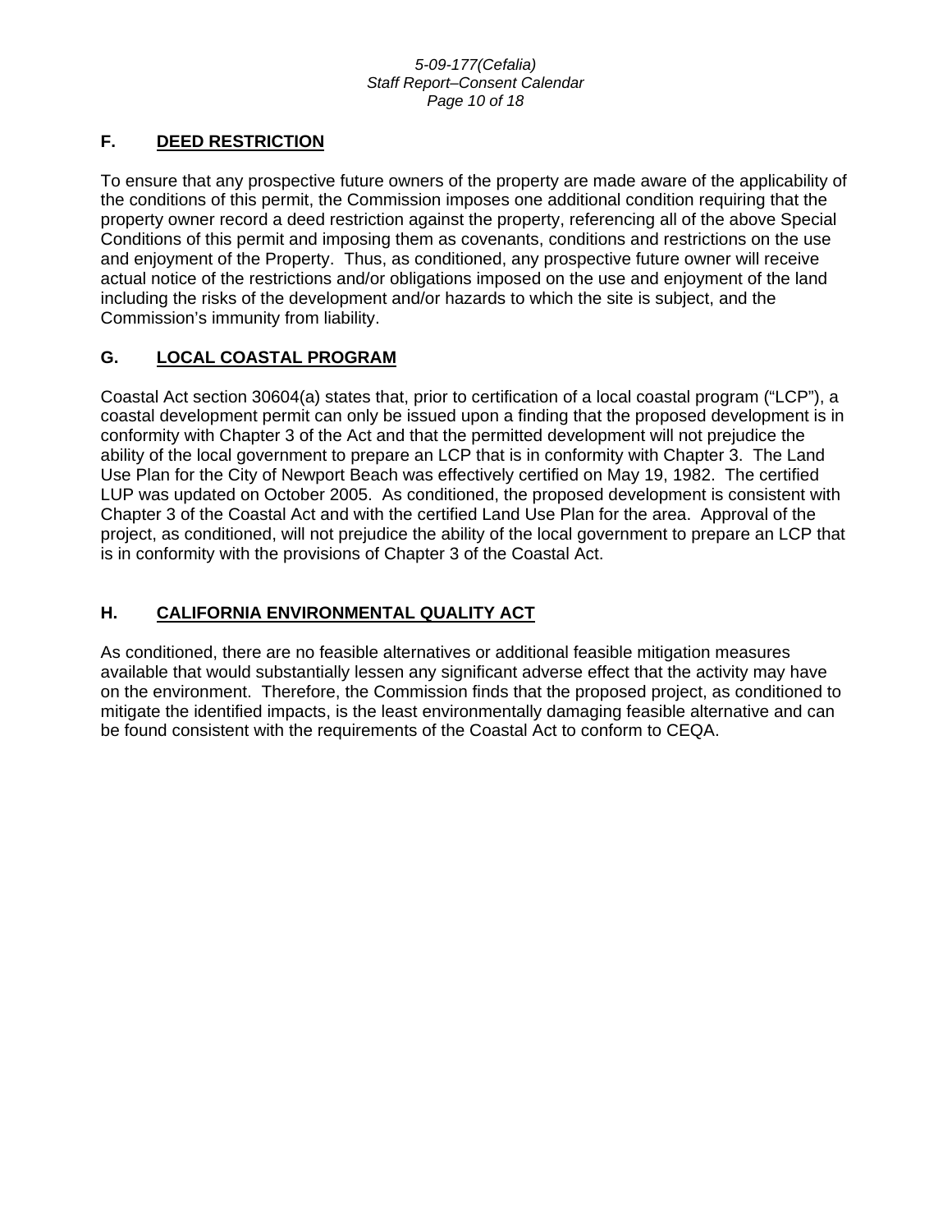## F. DEED RESTRICTION

To ensure that any prospective future owners of the property are made aware of the applicability of the conditions of this permit, the Commission imposes one additional condition requiring that the property owner record a deed restriction against the property, referencing all of the above Special Conditions of this permit and imposing them as covenants, conditions and restrictions on the use and enjoyment of the Property. Thus, as conditioned, any prospective future owner will receive actual notice of the restrictions and/or obligations imposed on the use and enjoyment of the land including the risks of the development and/or hazards to which the site is subject, and the Commission's immunity from liability.

## G. LOCAL COASTAL PROGRAM

Coastal Act section 30604(a) states that, prior to certification of a local coastal program ("LCP"), a coastal development permit can only be issued upon a finding that the proposed development is in conformity with Chapter 3 of the Act and that the permitted development will not prejudice the ability of the local government to prepare an LCP that is in conformity with Chapter 3. The Land Use Plan for the City of Newport Beach was effectively certified on May 19, 1982. The certified LUP was updated on October 2005. As conditioned, the proposed development is consistent with Chapter 3 of the Coastal Act and with the certified Land Use Plan for the area. Approval of the project, as conditioned, will not prejudice the ability of the local government to prepare an LCP that is in conformity with the provisions of Chapter 3 of the Coastal Act.

## H. CALIFORNIA ENVIRONMENTAL QUALITY ACT

As conditioned, there are no feasible alternatives or additional feasible mitigation measures available that would substantially lessen any significant adverse effect that the activity may have on the environment. Therefore, the Commission finds that the proposed project, as conditioned to mitigate the identified impacts, is the least environmentally damaging feasible alternative and can be found consistent with the requirements of the Coastal Act to conform to CEQA.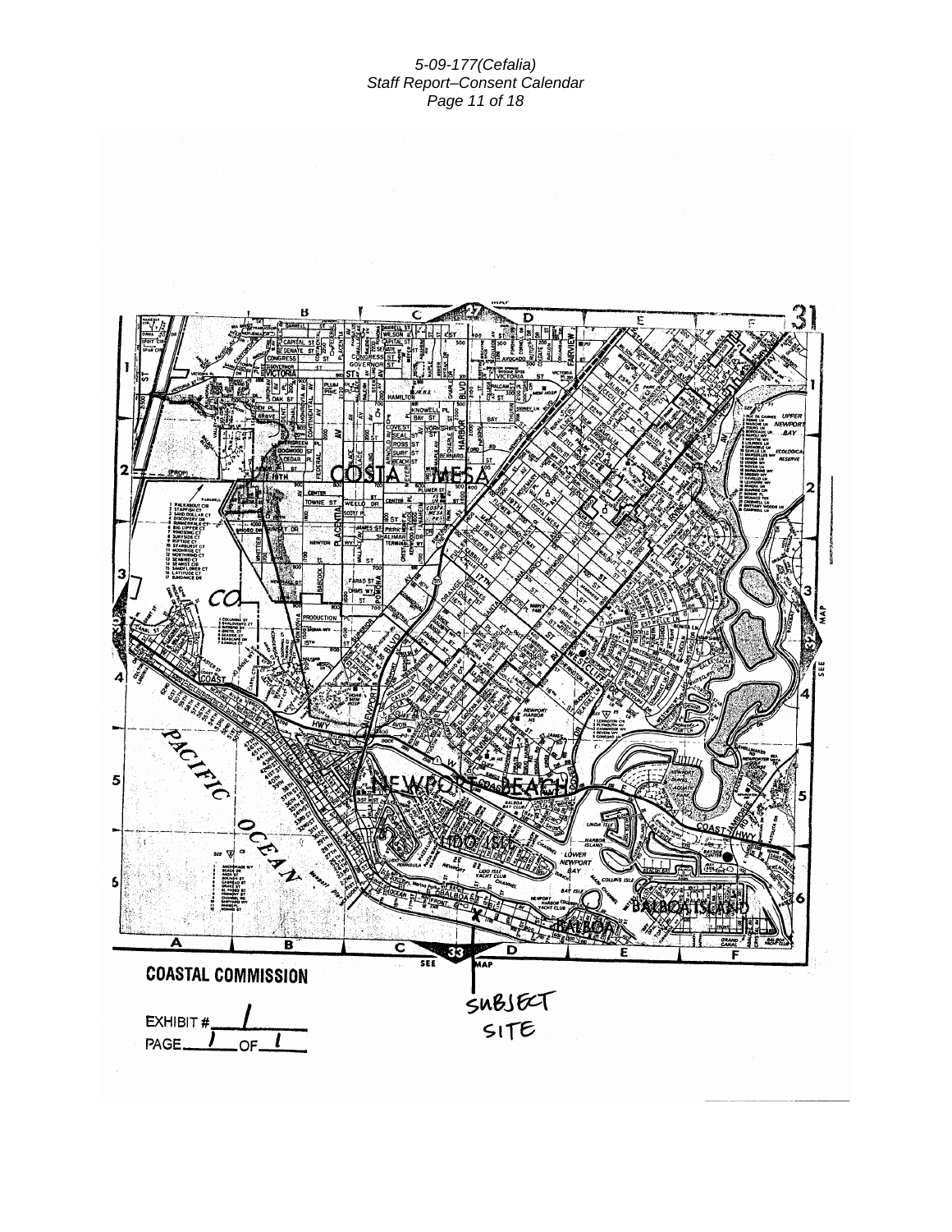COASTAL COMMISSION

EXHIBIT # 1

PAGE 1 OF 1

SUBJECT SITE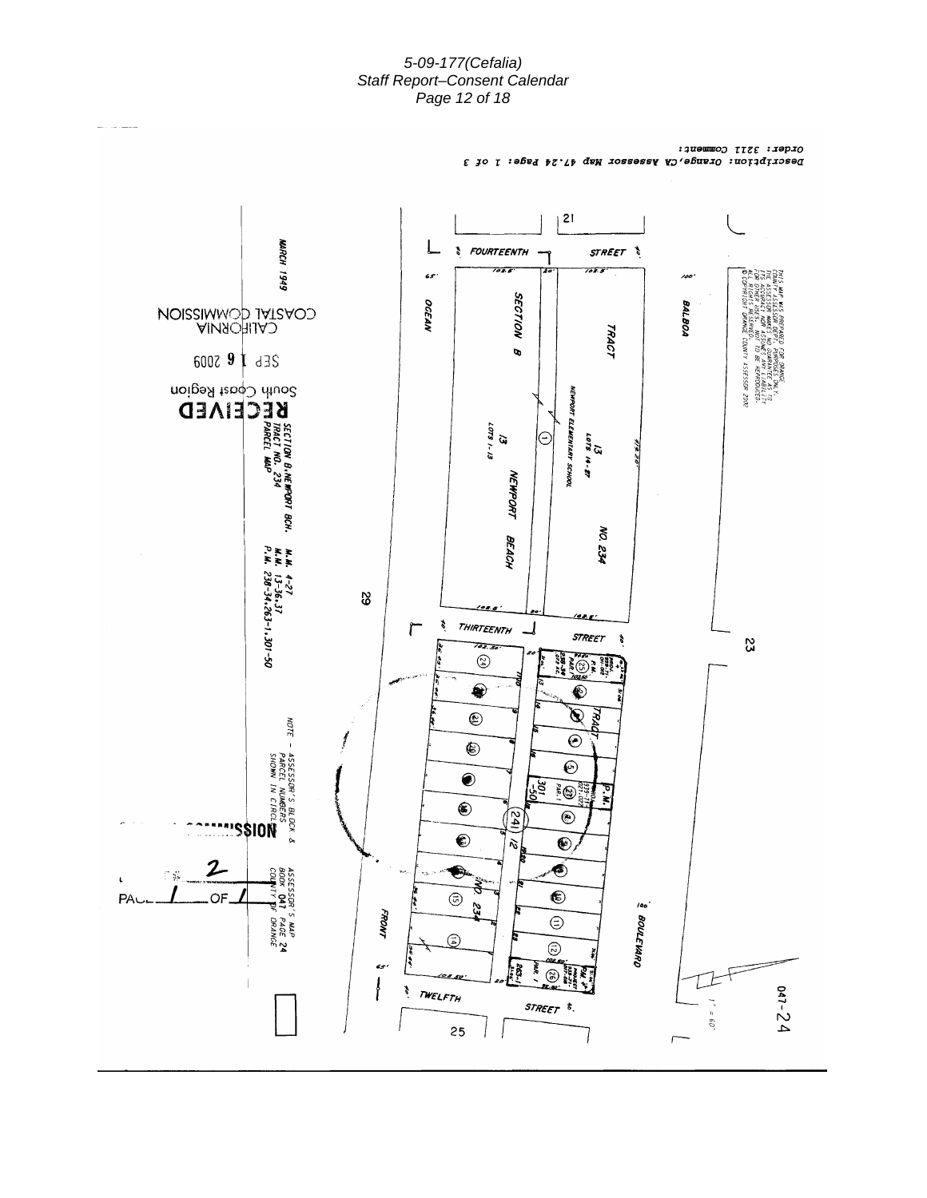Order: 3211 Comment:

Description: Orange,CA Assessor Map 47.24 Page: 1 of 3

MARCH 1949

SECTION B, NEWPORT BCH.
TRACT NO. 234
PARCEL MAP

M.M. 4-27
M.M. 13-36,37
P.M. 238-34,263-1,301-50

NOTE - ASSESSOR'S BLOCK & PARCEL NUMBERS SHOWN IN CIRCLES

ASSESSOR'S MAP
BOOK 047 PAGE 24
COUNTY OF ORANGE

RECEIVED
South Coast Region
SEP 16 2009
CALIFORNIA
COASTAL COMMISSION

COASTAL COMMISSION

PAGE 2 OF 1

FOURTEENTH STREET

THIRTEENTH STREET

TWELFTH STREET

OCEAN FRONT

BALBOA BOULEVARD

SECTION B TRACT NO. 234

NEWPORT BEACH

NEWPORT ELEMENTARY SCHOOL

13 LOTS 1-13

13 LOTS 14-27

TRACT NO 234

21

23

25

29

047-24

THIS MAP WAS PREPARED FOR ORANGE COUNTY ASSESSOR DEPT. PURPOSES ONLY. THE ASSESSOR MAKES NO GUARANTEE AS TO ITS ACCURACY NOR ASSUMES ANY LIABILITY FOR OTHER USES. NOT TO BE REPRODUCED. ALL RIGHTS RESERVED. © COPYRIGHT ORANGE COUNTY ASSESSOR 2000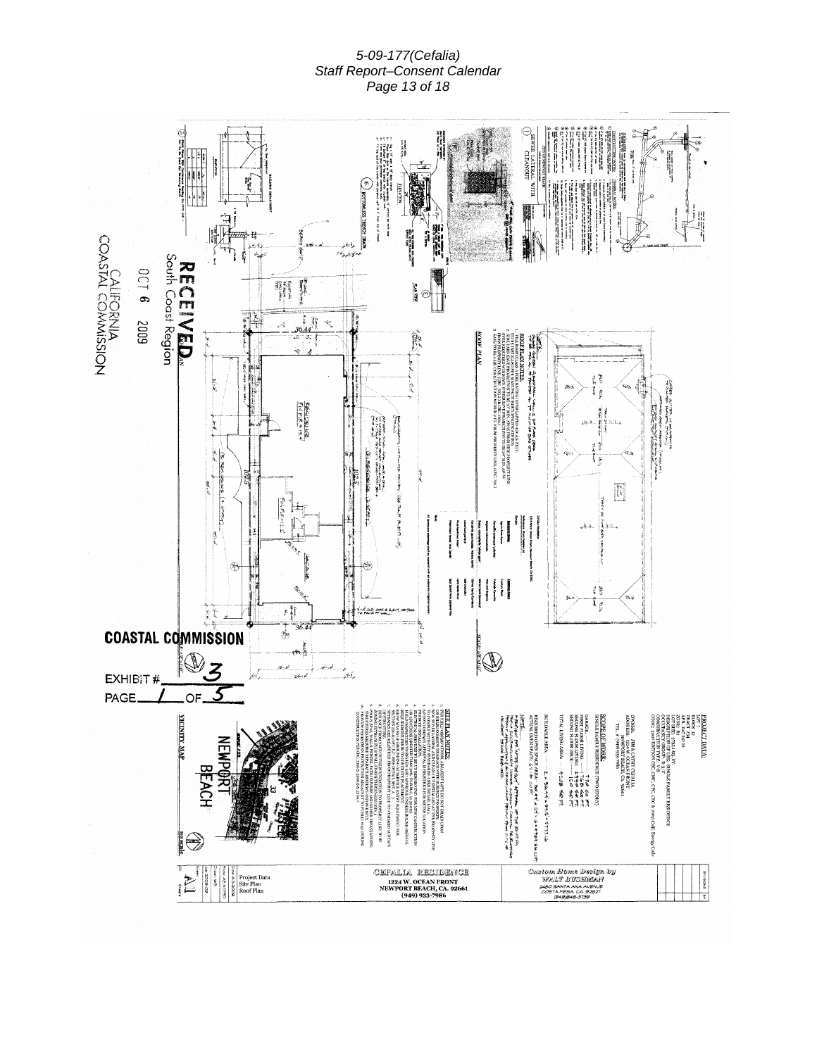RECEIVED
South Coast Region

OCT 6 2009

CALIFORNIA
COASTAL COMMISSION

COASTAL COMMISSION

EXHIBIT # 3

PAGE 1 OF 5

SEWER LATERAL WITH CLEANOUT

BOTTOMLESS TRENCH DRAIN

ROOF PLAN

PROJECT DATA

OWNER: JIM & CATHY CEFALIA

ADDRESS: 1224 W. OCEAN FRONT, NEWPORT BEACH, CA 92661

SCOPE OF WORK: SINGLE FAMILY RESIDENCE (TWO STORY)

SITE PLAN NOTES

VICINITY MAP

NEWPORT BEACH

CEFALIA RESIDENCE
1224 W. OCEAN FRONT
NEWPORT BEACH, CA. 92661
(949) 933-7986

Custom Home Design by
WALT BUSHMAN
2450 SANTA ANA AVENUE
COSTA MESA, CA. 92627
(949)646-3739

Project Data
Site Plan
Roof Plan

A1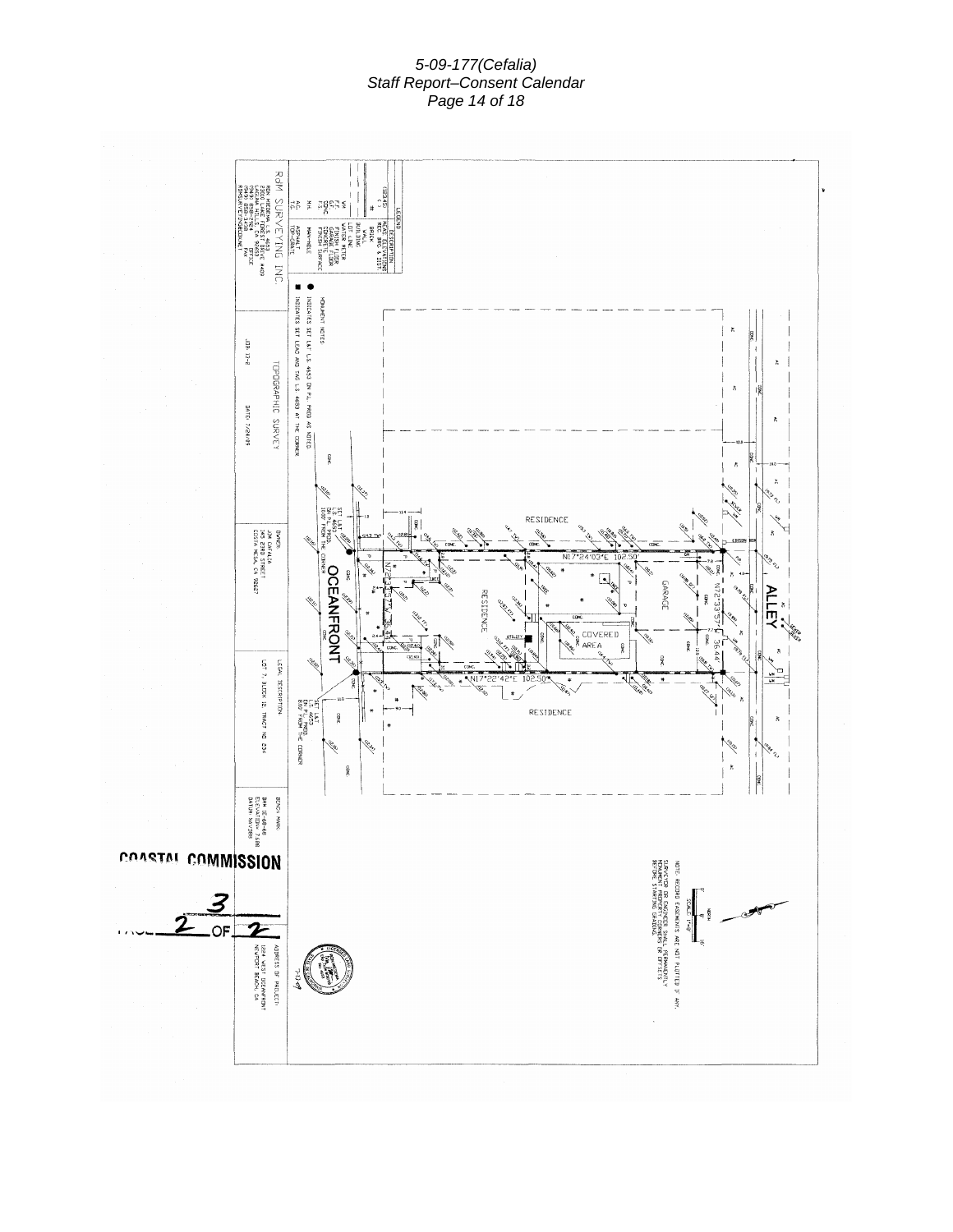TOPOGRAPHIC SURVEY

RdM SURVEYING INC.

JOB: 13-8

DATE: 7/24/09

LEGEND

MONUMENT NOTES

OWNER:
JIM CEFALIA

LEGAL DESCRIPTION:
LOT 7, BLOCK 18, TRACT NO 234

BENCH MARK:

ADDRESS OF PROJECT:
NEWPORT BEACH, CA

RESIDENCE

RESIDENCE

RESIDENCE

GARAGE

COVERED AREA

OCEANFRONT

ALLEY

N17°24'03"E 102.50'

N17°22'42"E 102.50'

N72°33'57" 36.44'

NOTE: RECORD EASEMENTS ARE NOT PLOTTED IF ANY.

COASTAL COMMISSION

3

PAGE 2 OF 2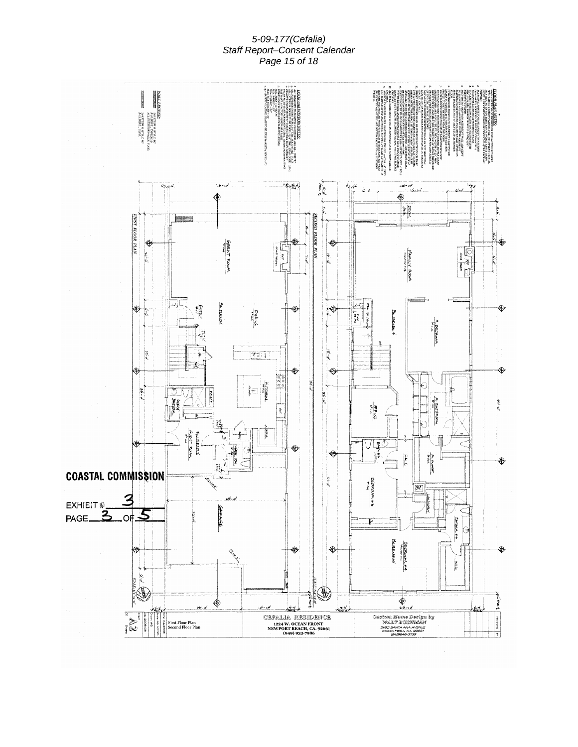FIRST FLOOR PLAN

SECOND FLOOR PLAN

COASTAL COMMISSION

EXHIBIT # 3

PAGE 3 OF 5

CEFALIA RESIDENCE
1224 W. OCEAN FRONT
NEWPORT BEACH, CA. 92661
(949) 933-7986

Custom Home Design by
WALT BUSHMAN
2480 SANTA ANA AVENUE
COSTA MESA, CA. 92627
(949)646-3739

First Floor Plan
Second Floor Plan

A2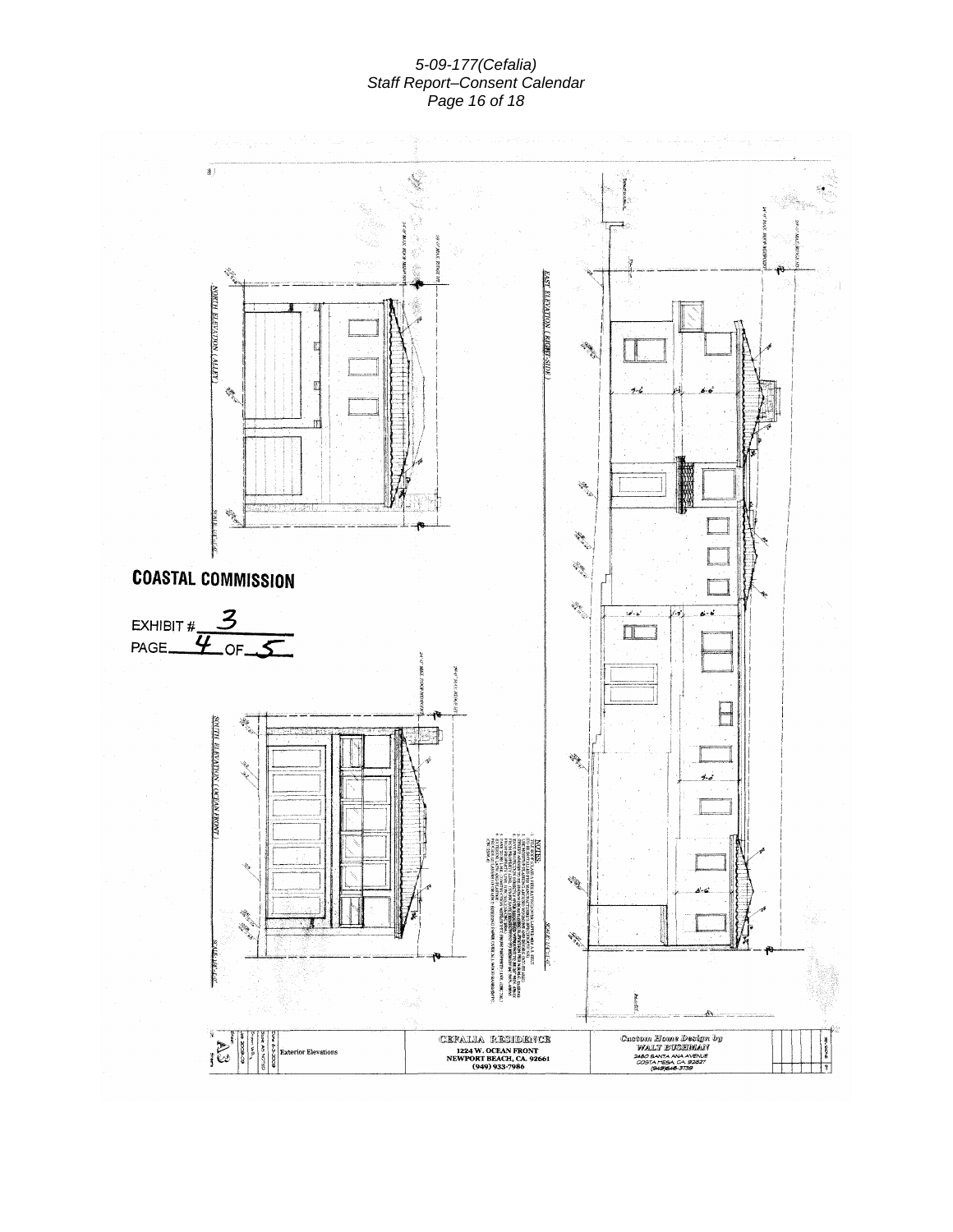NORTH ELEVATION (ALLEY)

EAST ELEVATION (RIGHT SIDE)

SOUTH ELEVATION (OCEAN FRONT)

**COASTAL COMMISSION**

EXHIBIT # 3

PAGE 4 OF 5

| | | |
|---|---|---|
| Exterior Elevations | CEFALIA RESIDENCE<br>1224 W. OCEAN FRONT<br>NEWPORT BEACH, CA. 92661<br>(949) 933-7986 | *Custom Home Design by*<br>*WALT BUSHMAN*<br>2480 SANTA ANA AVENUE<br>COSTA MESA, CA. 92627<br>(949)646-3739 |

A3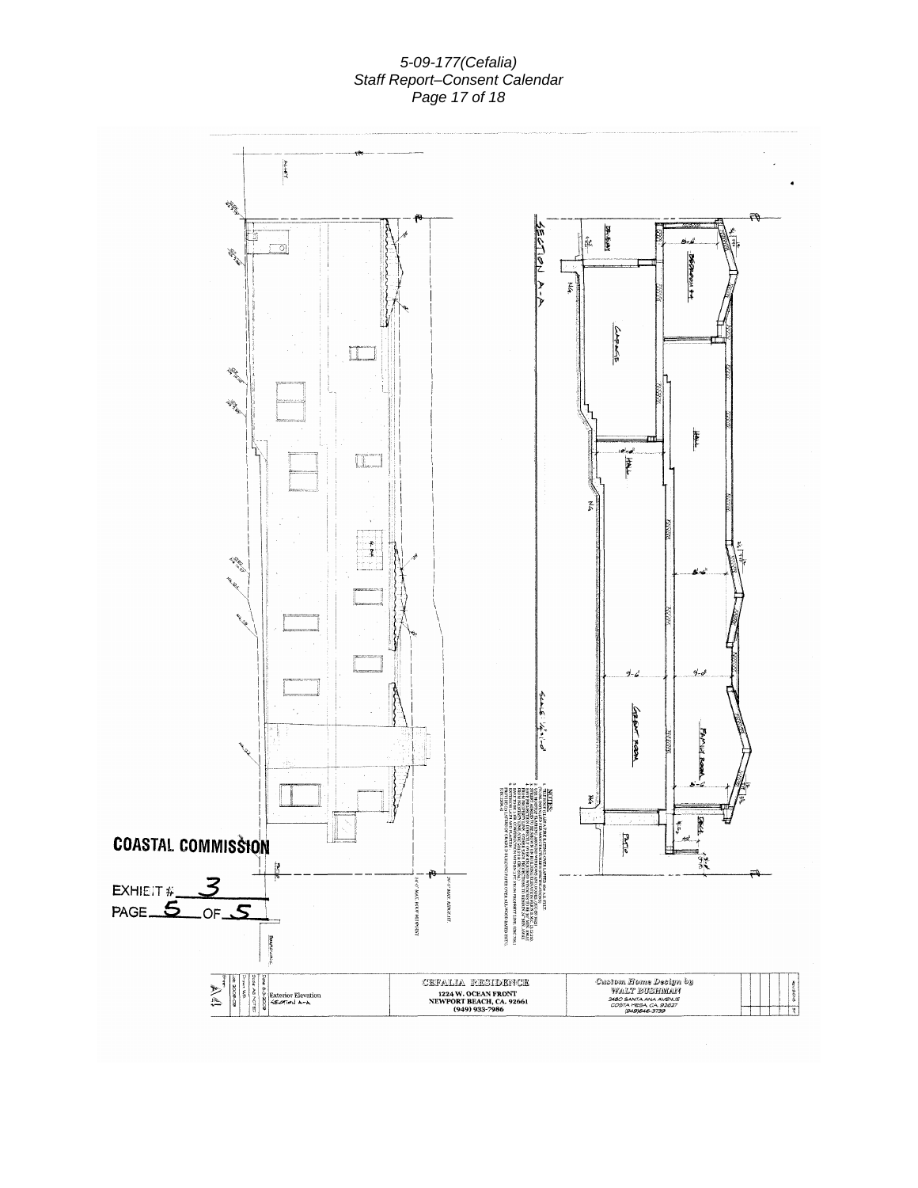COASTAL COMMISSION

EXHIBIT # 3

PAGE 5 OF 5

SECTION A-A

SCALE 1/4"=1'-0"

NOTES

| A4 | Exterior Elevation SECTION A-A | CEFALIA RESIDENCE<br>1224 W. OCEAN FRONT<br>NEWPORT BEACH, CA. 92661<br>(949) 933-7986 | Custom Home Design by<br>WALT BUSHMAN<br>2480 SANTA ANA AVENUE<br>COSTA MESA, CA. 92627<br>(949)646-3739 |
|---|---|---|---|